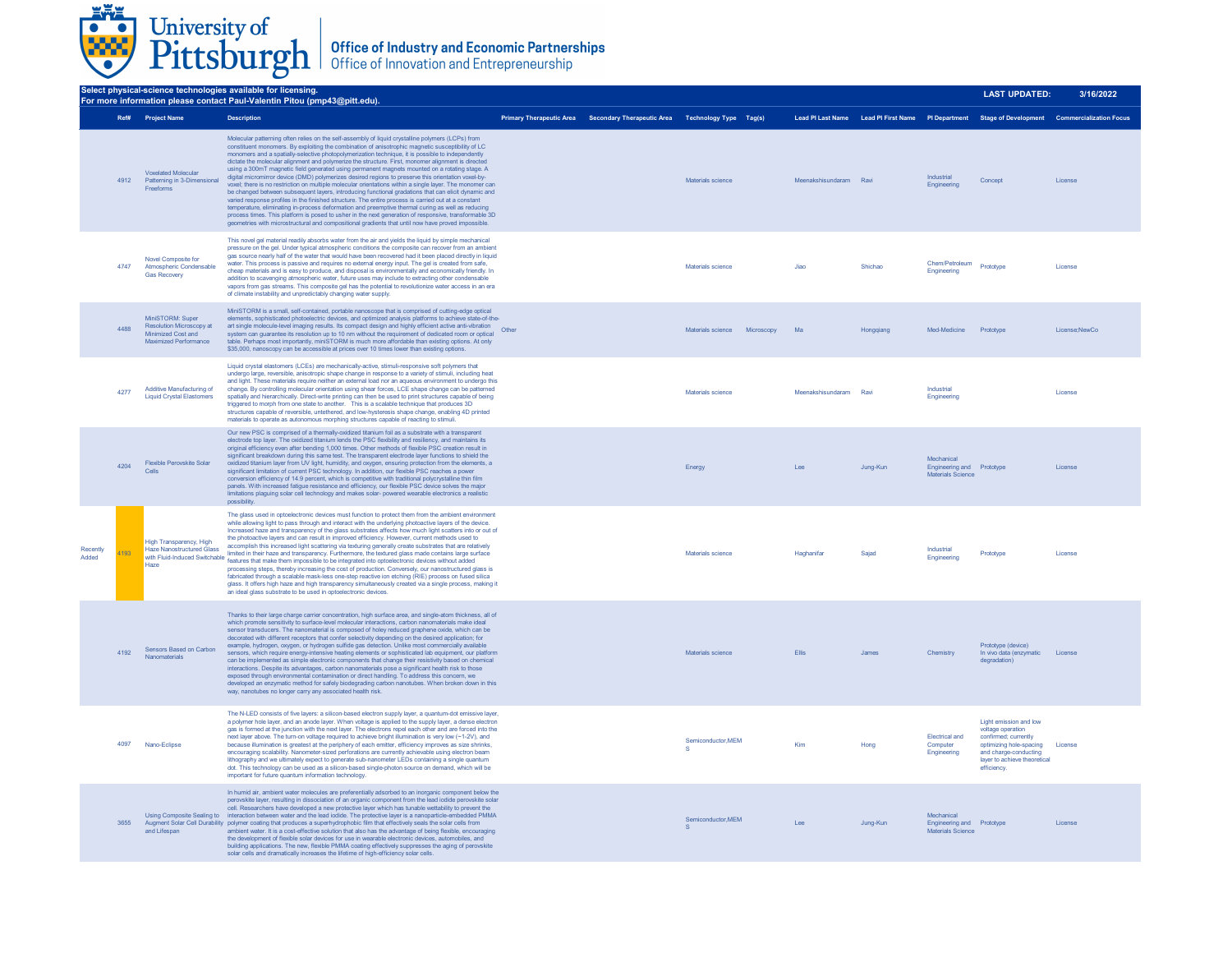University of Pittsburgh | Office of Industry and Economic Partnerships | Office of Innovation and Entrepreneurship

**Select physical-science technologies available for licensing.**
**For more information please contact Paul-Valentin Pitou (pmp43@pitt.edu).**

**LAST UPDATED:** 3/16/2022

| | Ref# | Project Name | Description | Primary Therapeutic Area | Secondary Therapeutic Area | Technology Type | Tag(s) | Lead PI Last Name | Lead PI First Name | PI Department | Stage of Development | Commercialization Focus |
|---|---|---|---|---|---|---|---|---|---|---|---|---|
| | 4912 | Voxelated Molecular Patterning in 3-Dimensional Freeforms | Molecular patterning often relies on the self-assembly of liquid crystalline polymers (LCPs) from constituent monomers. By exploiting the combination of anisotrophic magnetic susceptibility of LC monomers and a spatially-selective photopolymerization technique, it is possible to independently dictate the molecular alignment and polymerize the structure. First, monomer alignment is directed using a 300mT magnetic field generated using permanent magnets mounted on a rotating stage. A digital micromirror device (DMD) polymerizes desired regions to preserve this orientation voxel-by-voxel; there is no restriction on multiple molecular orientations within a single layer. The monomer can be changed between subsequent layers, introducing functional gradations that can elicit dynamic and varied response profiles in the finished structure. The entire process is carried out at a constant temperature, eliminating in-process deformation and preemptive thermal curing as well as reducing process times. This platform is posed to usher in the next generation of responsive, transformable 3D geometries with microstructural and compositional gradients that until now have proved impossible. | | | Materials science | | Meenakshisundaram | Ravi | Industrial Engineering | Concept | License |
| | 4747 | Novel Composite for Atmospheric Condensable Gas Recovery | This novel gel material readily absorbs water from the air and yields the liquid by simple mechanical pressure on the gel. Under typical atmospheric conditions the composite can recover from an ambient gas source nearly half of the water that would have been recovered had it been placed directly in liquid water. This process is passive and requires no external energy input. The gel is created from safe, cheap materials and is easy to produce, and disposal is environmentally and economically friendly. In addition to scavenging atmospheric water, future uses may include to extracting other condensable vapors from gas streams. This composite gel has the potential to revolutionize water access in an era of climate instability and unpredictably changing water supply. | | | Materials science | | Jiao | Shichao | Chem/Petroleum Engineering | Prototype | License |
| | 4488 | MiniSTORM: Super Resolution Microscopy at Minimized Cost and Maximized Performance | MiniSTORM is a small, self-contained, portable nanoscope that is comprised of cutting-edge optical elements, sophisticated photoelectric devices, and optimized analysis platforms to achieve state-of-the-art single molecule-level imaging results. Its compact design and highly efficient active anti-vibration system can guarantee its resolution up to 10 nm without the requirement of dedicated room or optical table. Perhaps most importantly, miniSTORM is much more affordable than existing options. At only $35,000, nanoscopy can be accessible at prices over 10 times lower than existing options. | Other | | Materials science | Microscopy | Ma | Hongqiang | Med-Medicine | Prototype | License;NewCo |
| | 4277 | Additive Manufacturing of Liquid Crystal Elastomers | Liquid crystal elastomers (LCEs) are mechanically-active, stimuli-responsive soft polymers that undergo large, reversible, anisotropic shape change in response to a variety of stimuli, including heat and light. These materials require neither an external load nor an aqueous environment to undergo this change. By controlling molecular orientation using shear forces, LCE shape change can be patterned spatially and hierarchically. Direct-write printing can then be used to print structures capable of being triggered to morph from one state to another. This is a scalable technique that produces 3D structures capable of reversible, untethered, and low-hysteresis shape change, enabling 4D printed materials to operate as autonomous morphing structures capable of reacting to stimuli. | | | Materials science | | Meenakshisundaram | Ravi | Industrial Engineering | | License |
| | 4204 | Flexible Perovskite Solar Cells | Our new PSC is comprised of a thermally-oxidized titanium foil as a substrate with a transparent electrode top layer. The oxidized titanium lends the PSC flexibility and resiliency, and maintains its original efficiency even after bending 1,000 times. Other methods of flexible PSC creation result in significant breakdown during this same test. The transparent electrode layer functions to shield the oxidized titanium layer from UV light, humidity, and oxygen, ensuring protection from the elements, a significant limitation of current PSC technology. In addition, our flexible PSC reaches a power conversion efficiency of 14.9 percent, which is competitive with traditional polycrystalline thin film panels. With increased fatigue resistance and efficiency, our flexible PSC device solves the major limitations plaguing solar cell technology and makes solar- powered wearable electronics a realistic possibility. | | | Energy | | Lee | Jung-Kun | Mechanical Engineering and Materials Science | Prototype | License |
| Recently Added | 4193 | High Transparency, High Haze Nanostructured Glass with Fluid-Induced Switchable Haze | The glass used in optoelectronic devices must function to protect them from the ambient environment while allowing light to pass through and interact with the underlying photoactive layers of the device. Increased haze and transparency of the glass substrates affects how much light scatters into or out of the photoactive layers and can result in improved efficiency. However, current methods used to accomplish this increased light scattering via texturing generally create substrates that are relatively limited in their haze and transparency. Furthermore, the textured glass made contains large surface features that make them impossible to be integrated into optoelectronic devices without added processing steps, thereby increasing the cost of production. Conversely, our nanostructured glass is fabricated through a scalable mask-less one-step reactive ion etching (RIE) process on fused silica glass. It offers high haze and high transparency simultaneously created via a single process, making it an ideal glass substrate to be used in optoelectronic devices. | | | Materials science | | Haghanifar | Sajad | Industrial Engineering | Prototype | License |
| | 4192 | Sensors Based on Carbon Nanomaterials | Thanks to their large charge carrier concentration, high surface area, and single-atom thickness, all of which promote sensitivity to surface-level molecular interactions, carbon nanomaterials make ideal sensor transducers. The nanomaterial is composed of holey reduced graphene oxide, which can be decorated with different receptors that confer selectivity depending on the desired application; for example, hydrogen, oxygen, or hydrogen sulfide gas detection. Unlike most commercially available sensors, which require energy-intensive heating elements or sophisticated lab equipment, our platform can be implemented as simple electronic components that change their resistivity based on chemical interactions. Despite its advantages, carbon nanomaterials pose a significant health risk to those exposed through environmental contamination or direct handling. To address this concern, we developed an enzymatic method for safely biodegrading carbon nanotubes. When broken down in this way, nanotubes no longer carry any associated health risk. | | | Materials science | | Ellis | James | Chemistry | Prototype (device) In vivo data (enzymatic degradation) | License |
| | 4097 | Nano-Eclipse | The N-LED consists of five layers: a silicon-based electron supply layer, a quantum-dot emissive layer, a polymer hole layer, and an anode layer. When voltage is applied to the supply layer, a dense electron gas is formed at the junction with the next layer. The electrons repel each other and are forced into the next layer above. The turn-on voltage required to achieve bright illumination is very low (~1-2V), and because illumination is greatest at the periphery of each emitter, efficiency improves as size shrinks, encouraging scalability. Nanometer-sized perforations are currently achievable using electron beam lithography and we ultimately expect to generate sub-nanometer LEDs containing a single quantum dot. This technology can be used as a silicon-based single-photon source on demand, which will be important for future quantum information technology. | | | Semiconductor,MEMS | | Kim | Hong | Electrical and Computer Engineering | Light emission and low voltage operation confirmed; currently optimizing hole-spacing and charge-conducting layer to achieve theoretical efficiency. | License |
| | 3655 | Using Composite Sealing to Augment Solar Cell Durability and Lifespan | In humid air, ambient water molecules are preferentially adsorbed to an inorganic component below the perovskite layer, resulting in dissociation of an organic component from the lead iodide perovskite solar cell. Researchers have developed a new protective layer which has tunable wettability to prevent the interaction between water and the lead iodide. The protective layer is a nanoparticle-embedded PMMA polymer coating that produces a superhydrophobic film that effectively seals the solar cells from ambient water. It is a cost-effective solution that also has the advantage of being flexible, encouraging the development of flexible solar devices for use in wearable electronic devices, automobiles, and building applications. The new, flexible PMMA coating effectively suppresses the aging of perovskite solar cells and dramatically increases the lifetime of high-efficiency solar cells. | | | Semiconductor,MEMS | | Lee | Jung-Kun | Mechanical Engineering and Materials Science | Prototype | License |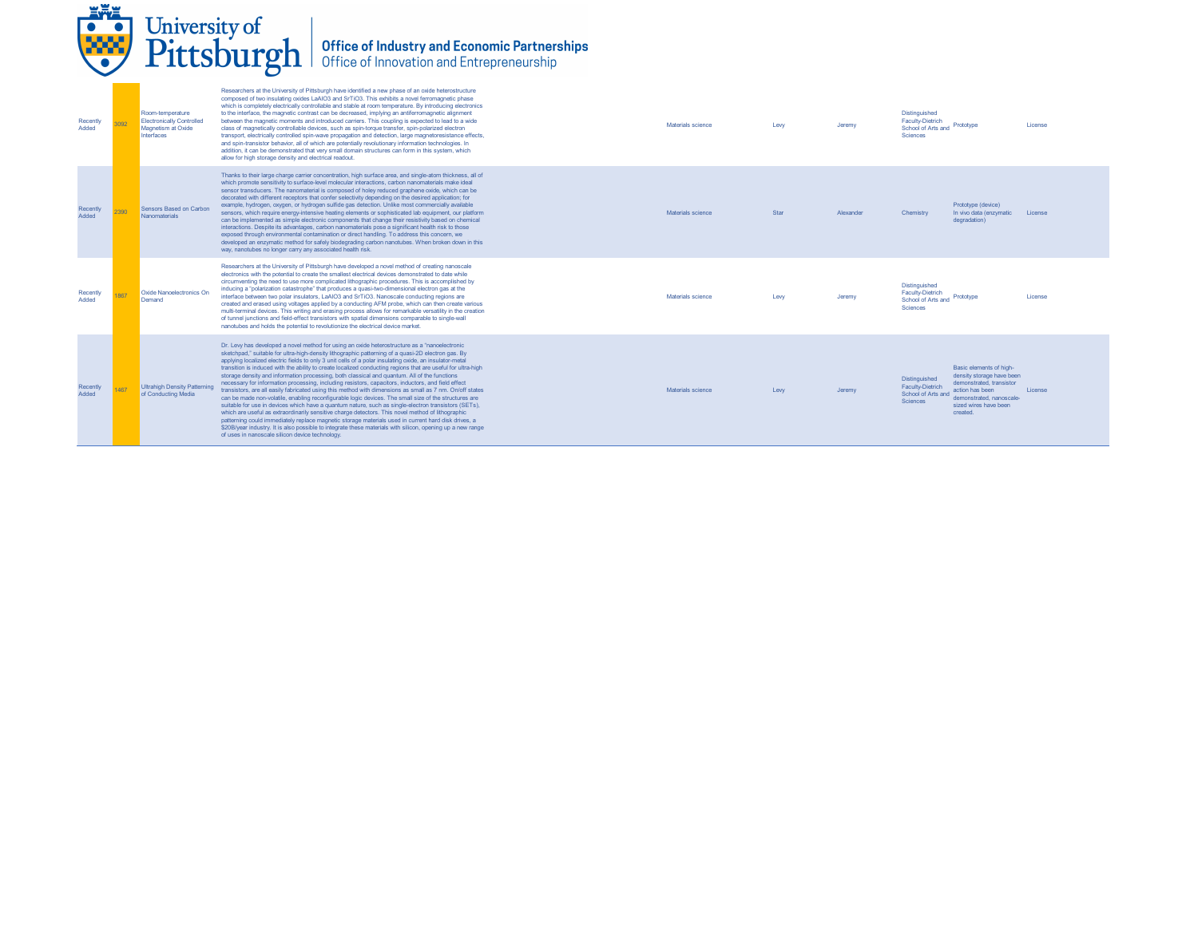University of Pittsburgh | Office of Industry and Economic Partnerships
Office of Innovation and Entrepreneurship

| | | | | | | | | | | |
|---|---|---|---|---|---|---|---|---|---|---|
| Recently Added | 3092 | Room-temperature Electronically Controlled Magnetism at Oxide Interfaces | Researchers at the University of Pittsburgh have identified a new phase of an oxide heterostructure composed of two insulating oxides $LaAlO_3$ and $SrTiO_3$. This exhibits a novel ferromagnetic phase which is completely electrically controllable and stable at room temperature. By introducing electronics to the interface, the magnetic contrast can be decreased, implying an antiferromagnetic alignment between the magnetic moments and introduced carriers. This coupling is expected to lead to a wide class of magnetically controllable devices, such as spin-torque transfer, spin-polarized electron transport, electrically controlled spin-wave propagation and detection, large magnetoresistance effects, and spin-transistor behavior, all of which are potentially revolutionary information technologies. In addition, it can be demonstrated that very small domain structures can form in this system, which allow for high storage density and electrical readout. | Materials science | Levy | Jeremy | Distinguished Faculty-Dietrich School of Arts and Sciences | Prototype | License |
| Recently Added | 2390 | Sensors Based on Carbon Nanomaterials | Thanks to their large charge carrier concentration, high surface area, and single-atom thickness, all of which promote sensitivity to surface-level molecular interactions, carbon nanomaterials make ideal sensor transducers. The nanomaterial is composed of holey reduced graphene oxide, which can be decorated with different receptors that confer selectivity depending on the desired application; for example, hydrogen, oxygen, or hydrogen sulfide gas detection. Unlike most commercially available sensors, which require energy-intensive heating elements or sophisticated lab equipment, our platform can be implemented as simple electronic components that change their resistivity based on chemical interactions. Despite its advantages, carbon nanomaterials pose a significant health risk to those exposed through environmental contamination or direct handling. To address this concern, we developed an enzymatic method for safely biodegrading carbon nanotubes. When broken down in this way, nanotubes no longer carry any associated health risk. | Materials science | Star | Alexander | Chemistry | Prototype (device) In vivo data (enzymatic degradation) | License |
| Recently Added | 1867 | Oxide Nanoelectronics On Demand | Researchers at the University of Pittsburgh have developed a novel method of creating nanoscale electronics with the potential to create the smallest electrical devices demonstrated to date while circumventing the need to use more complicated lithographic procedures. This is accomplished by inducing a "polarization catastrophe" that produces a quasi-two-dimensional electron gas at the interface between two polar insulators, $LaAlO_3$ and $SrTiO_3$. Nanoscale conducting regions are created and erased using voltages applied by a conducting AFM probe, which can then create various multi-terminal devices. This writing and erasing process allows for remarkable versatility in the creation of tunnel junctions and field-effect transistors with spatial dimensions comparable to single-wall nanotubes and holds the potential to revolutionize the electrical device market. | Materials science | Levy | Jeremy | Distinguished Faculty-Dietrich School of Arts and Sciences | Prototype | License |
| Recently Added | 1467 | Ultrahigh Density Patterning of Conducting Media | Dr. Levy has developed a novel method for using an oxide heterostructure as a "nanoelectronic sketchpad," suitable for ultra-high-density lithographic patterning of a quasi-2D electron gas. By applying localized electric fields to only 3 unit cells of a polar insulating oxide, an insulator-metal transition is induced with the ability to create localized conducting regions that are useful for ultra-high storage density and information processing, both classical and quantum. All of the functions necessary for information processing, including resistors, capacitors, inductors, and field effect transistors, are all easily fabricated using this method with dimensions as small as 7 nm. On/off states can be made non-volatile, enabling reconfigurable logic devices. The small size of the structures are suitable for use in devices which have a quantum nature, such as single-electron transistors (SETs), which are useful as extraordinarily sensitive charge detectors. This novel method of lithographic patterning could immediately replace magnetic storage materials used in current hard disk drives, a $20B/year industry. It is also possible to integrate these materials with silicon, opening up a new range of uses in nanoscale silicon device technology. | Materials science | Levy | Jeremy | Distinguished Faculty-Dietrich School of Arts and Sciences | Basic elements of high-density storage have been demonstrated, transistor action has been demonstrated, nanoscale-sized wires have been created. | License |